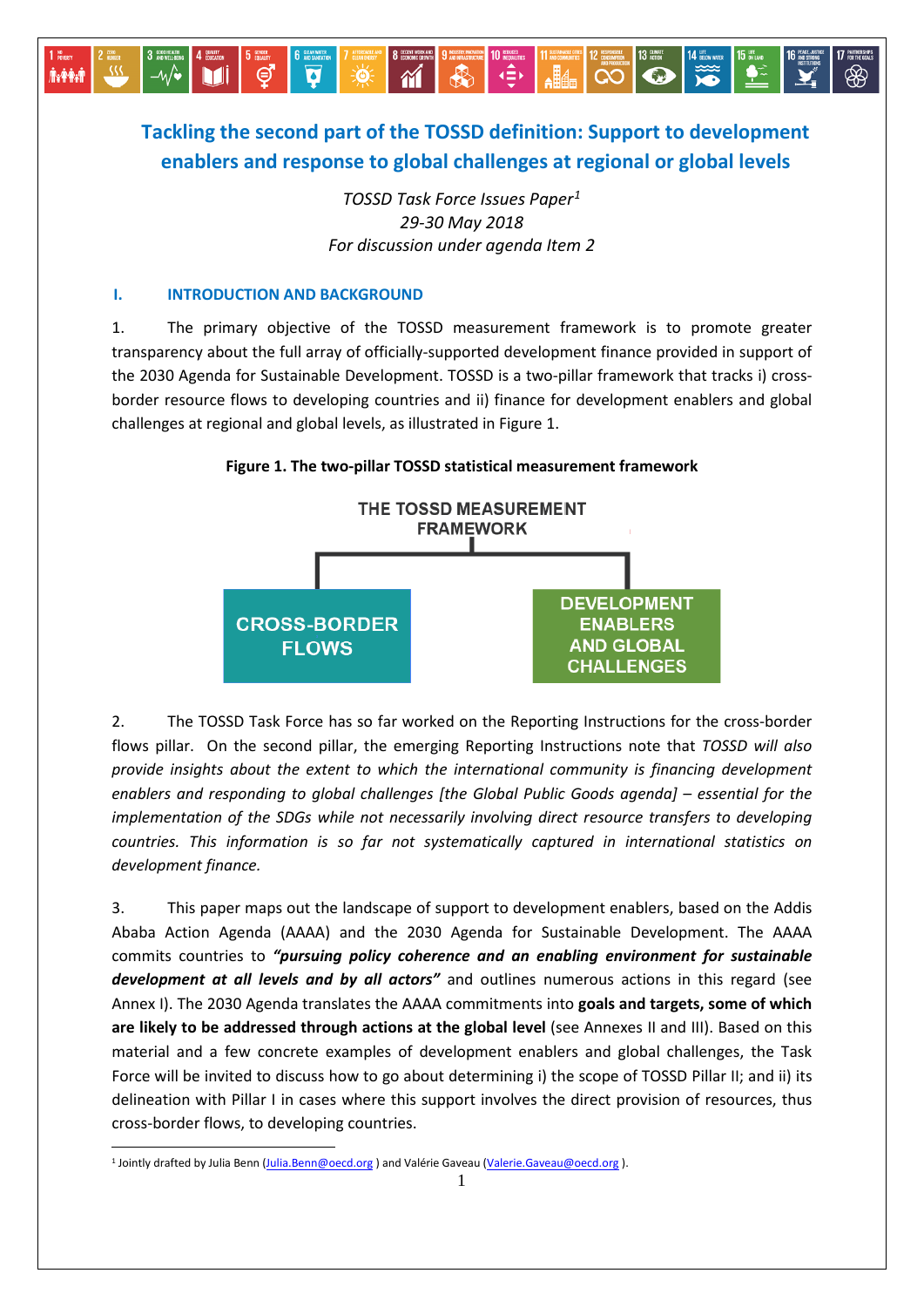# Tackling the second part of the TOSSD definition: Support to development enablers and response to global challenges at regional or global levels

*TOSSD Task Force Issues Paper[1]*
*29-30 May 2018*
*For discussion under agenda Item 2*

## I. INTRODUCTION AND BACKGROUND

1. The primary objective of the TOSSD measurement framework is to promote greater transparency about the full array of officially-supported development finance provided in support of the 2030 Agenda for Sustainable Development. TOSSD is a two-pillar framework that tracks i) cross-border resource flows to developing countries and ii) finance for development enablers and global challenges at regional and global levels, as illustrated in Figure 1.

**Figure 1. The two-pillar TOSSD statistical measurement framework**

THE TOSSD MEASUREMENT FRAMEWORK

- CROSS-BORDER FLOWS
- DEVELOPMENT ENABLERS AND GLOBAL CHALLENGES

2. The TOSSD Task Force has so far worked on the Reporting Instructions for the cross-border flows pillar. On the second pillar, the emerging Reporting Instructions note that *TOSSD will also provide insights about the extent to which the international community is financing development enablers and responding to global challenges [the Global Public Goods agenda] – essential for the implementation of the SDGs while not necessarily involving direct resource transfers to developing countries. This information is so far not systematically captured in international statistics on development finance.*

3. This paper maps out the landscape of support to development enablers, based on the Addis Ababa Action Agenda (AAAA) and the 2030 Agenda for Sustainable Development. The AAAA commits countries to ***"pursuing policy coherence and an enabling environment for sustainable development at all levels and by all actors"*** and outlines numerous actions in this regard (see Annex I). The 2030 Agenda translates the AAAA commitments into **goals and targets, some of which are likely to be addressed through actions at the global level** (see Annexes II and III). Based on this material and a few concrete examples of development enablers and global challenges, the Task Force will be invited to discuss how to go about determining i) the scope of TOSSD Pillar II; and ii) its delineation with Pillar I in cases where this support involves the direct provision of resources, thus cross-border flows, to developing countries.

---

[1] Jointly drafted by Julia Benn (Julia.Benn@oecd.org ) and Valérie Gaveau (Valerie.Gaveau@oecd.org ).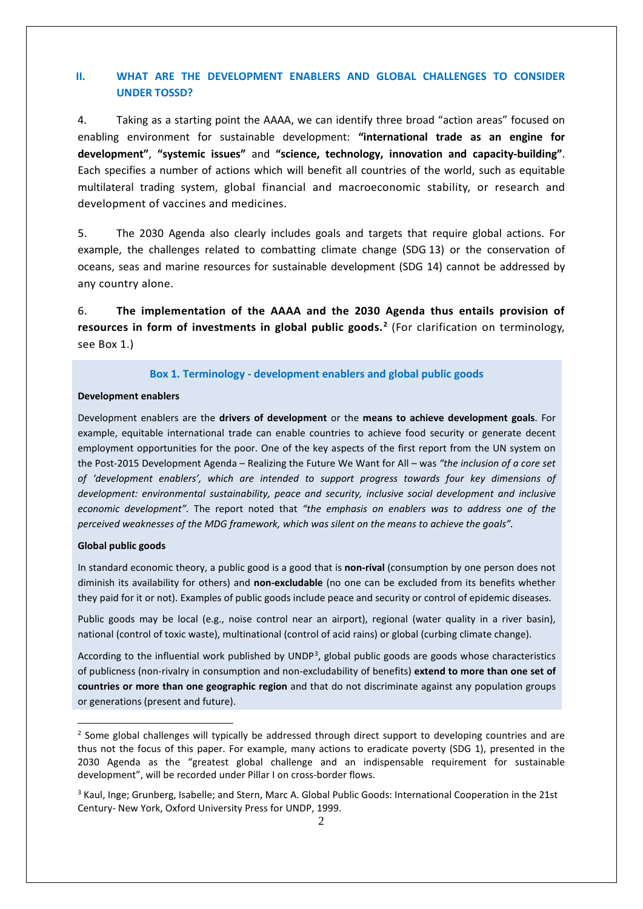## II. WHAT ARE THE DEVELOPMENT ENABLERS AND GLOBAL CHALLENGES TO CONSIDER UNDER TOSSD?

4. Taking as a starting point the AAAA, we can identify three broad "action areas" focused on enabling environment for sustainable development: **"international trade as an engine for development"**, **"systemic issues"** and **"science, technology, innovation and capacity-building"**. Each specifies a number of actions which will benefit all countries of the world, such as equitable multilateral trading system, global financial and macroeconomic stability, or research and development of vaccines and medicines.

5. The 2030 Agenda also clearly includes goals and targets that require global actions. For example, the challenges related to combatting climate change (SDG 13) or the conservation of oceans, seas and marine resources for sustainable development (SDG 14) cannot be addressed by any country alone.

6. **The implementation of the AAAA and the 2030 Agenda thus entails provision of resources in form of investments in global public goods.**[2] (For clarification on terminology, see Box 1.)

### Box 1. Terminology - development enablers and global public goods

**Development enablers**

Development enablers are the **drivers of development** or the **means to achieve development goals**. For example, equitable international trade can enable countries to achieve food security or generate decent employment opportunities for the poor. One of the key aspects of the first report from the UN system on the Post-2015 Development Agenda – Realizing the Future We Want for All – was *"the inclusion of a core set of 'development enablers', which are intended to support progress towards four key dimensions of development: environmental sustainability, peace and security, inclusive social development and inclusive economic development"*. The report noted that *"the emphasis on enablers was to address one of the perceived weaknesses of the MDG framework, which was silent on the means to achieve the goals"*.

**Global public goods**

In standard economic theory, a public good is a good that is **non-rival** (consumption by one person does not diminish its availability for others) and **non-excludable** (no one can be excluded from its benefits whether they paid for it or not). Examples of public goods include peace and security or control of epidemic diseases.

Public goods may be local (e.g., noise control near an airport), regional (water quality in a river basin), national (control of toxic waste), multinational (control of acid rains) or global (curbing climate change).

According to the influential work published by UNDP[3], global public goods are goods whose characteristics of publicness (non-rivalry in consumption and non-excludability of benefits) **extend to more than one set of countries or more than one geographic region** and that do not discriminate against any population groups or generations (present and future).

---

[2] Some global challenges will typically be addressed through direct support to developing countries and are thus not the focus of this paper. For example, many actions to eradicate poverty (SDG 1), presented in the 2030 Agenda as the "greatest global challenge and an indispensable requirement for sustainable development", will be recorded under Pillar I on cross-border flows.

[3] Kaul, Inge; Grunberg, Isabelle; and Stern, Marc A. Global Public Goods: International Cooperation in the 21st Century- New York, Oxford University Press for UNDP, 1999.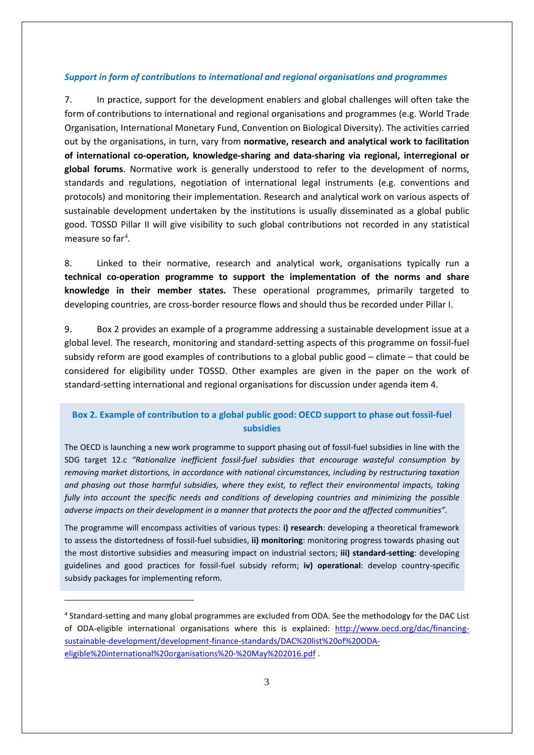***Support in form of contributions to international and regional organisations and programmes***

7. In practice, support for the development enablers and global challenges will often take the form of contributions to international and regional organisations and programmes (e.g. World Trade Organisation, International Monetary Fund, Convention on Biological Diversity). The activities carried out by the organisations, in turn, vary from **normative, research and analytical work to facilitation of international co-operation, knowledge-sharing and data-sharing via regional, interregional or global forums**. Normative work is generally understood to refer to the development of norms, standards and regulations, negotiation of international legal instruments (e.g. conventions and protocols) and monitoring their implementation. Research and analytical work on various aspects of sustainable development undertaken by the institutions is usually disseminated as a global public good. TOSSD Pillar II will give visibility to such global contributions not recorded in any statistical measure so far[4].

8. Linked to their normative, research and analytical work, organisations typically run a **technical co-operation programme to support the implementation of the norms and share knowledge in their member states.** These operational programmes, primarily targeted to developing countries, are cross-border resource flows and should thus be recorded under Pillar I.

9. Box 2 provides an example of a programme addressing a sustainable development issue at a global level. The research, monitoring and standard-setting aspects of this programme on fossil-fuel subsidy reform are good examples of contributions to a global public good – climate – that could be considered for eligibility under TOSSD. Other examples are given in the paper on the work of standard-setting international and regional organisations for discussion under agenda item 4.

**Box 2. Example of contribution to a global public good: OECD support to phase out fossil-fuel subsidies**

The OECD is launching a new work programme to support phasing out of fossil-fuel subsidies in line with the SDG target 12.c *"Rationalize inefficient fossil-fuel subsidies that encourage wasteful consumption by removing market distortions, in accordance with national circumstances, including by restructuring taxation and phasing out those harmful subsidies, where they exist, to reflect their environmental impacts, taking fully into account the specific needs and conditions of developing countries and minimizing the possible adverse impacts on their development in a manner that protects the poor and the affected communities".*

The programme will encompass activities of various types: **i) research**: developing a theoretical framework to assess the distortedness of fossil-fuel subsidies, **ii) monitoring**: monitoring progress towards phasing out the most distortive subsidies and measuring impact on industrial sectors; **iii) standard-setting**: developing guidelines and good practices for fossil-fuel subsidy reform; **iv) operational**: develop country-specific subsidy packages for implementing reform.

---

[4] Standard-setting and many global programmes are excluded from ODA. See the methodology for the DAC List of ODA-eligible international organisations where this is explained: http://www.oecd.org/dac/financing-sustainable-development/development-finance-standards/DAC%20list%20of%20ODA-eligible%20international%20organisations%20-%20May%202016.pdf .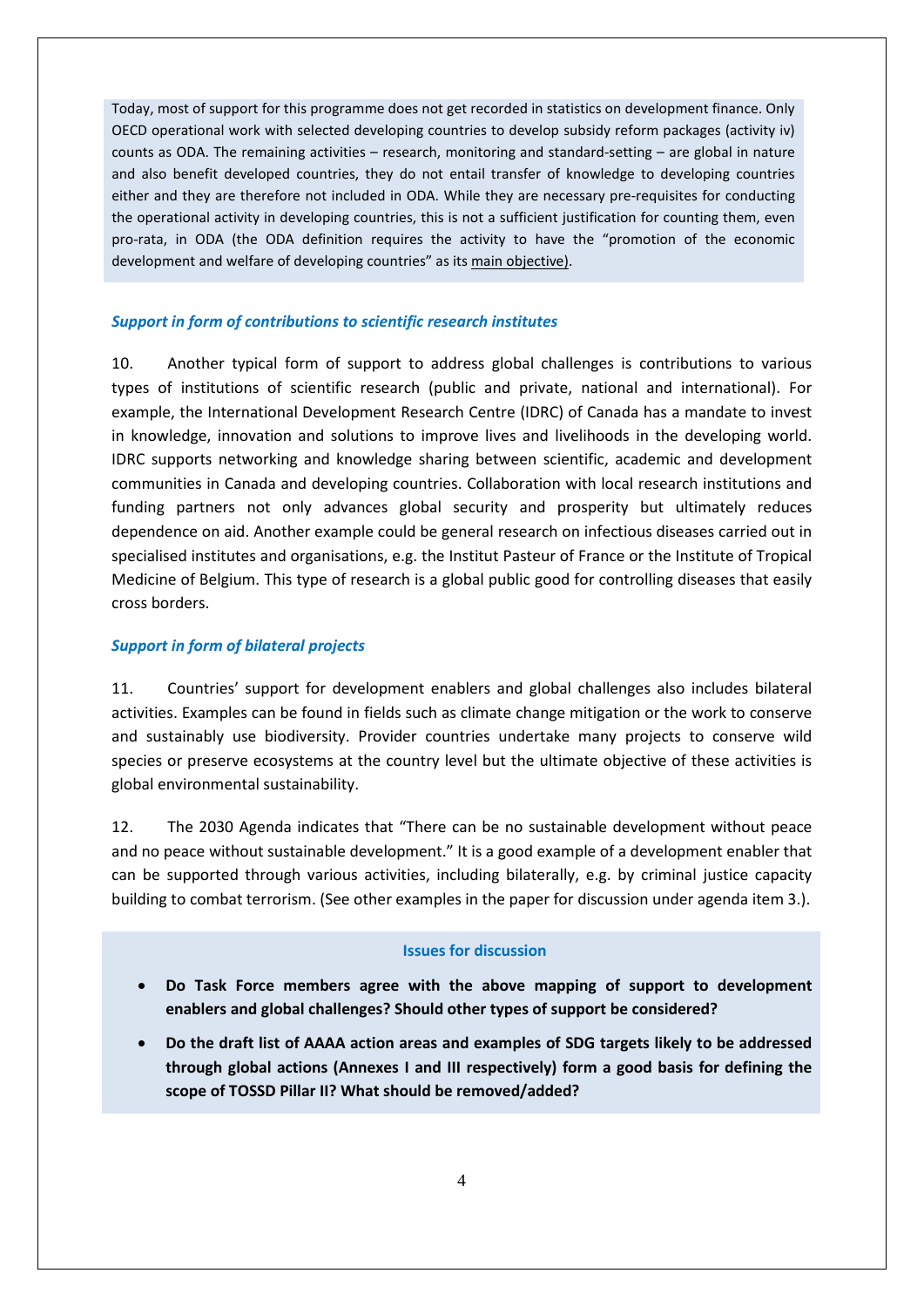Today, most of support for this programme does not get recorded in statistics on development finance. Only OECD operational work with selected developing countries to develop subsidy reform packages (activity iv) counts as ODA. The remaining activities – research, monitoring and standard-setting – are global in nature and also benefit developed countries, they do not entail transfer of knowledge to developing countries either and they are therefore not included in ODA. While they are necessary pre-requisites for conducting the operational activity in developing countries, this is not a sufficient justification for counting them, even pro-rata, in ODA (the ODA definition requires the activity to have the "promotion of the economic development and welfare of developing countries" as its main objective).

***Support in form of contributions to scientific research institutes***

10. Another typical form of support to address global challenges is contributions to various types of institutions of scientific research (public and private, national and international). For example, the International Development Research Centre (IDRC) of Canada has a mandate to invest in knowledge, innovation and solutions to improve lives and livelihoods in the developing world. IDRC supports networking and knowledge sharing between scientific, academic and development communities in Canada and developing countries. Collaboration with local research institutions and funding partners not only advances global security and prosperity but ultimately reduces dependence on aid. Another example could be general research on infectious diseases carried out in specialised institutes and organisations, e.g. the Institut Pasteur of France or the Institute of Tropical Medicine of Belgium. This type of research is a global public good for controlling diseases that easily cross borders.

***Support in form of bilateral projects***

11. Countries' support for development enablers and global challenges also includes bilateral activities. Examples can be found in fields such as climate change mitigation or the work to conserve and sustainably use biodiversity. Provider countries undertake many projects to conserve wild species or preserve ecosystems at the country level but the ultimate objective of these activities is global environmental sustainability.

12. The 2030 Agenda indicates that "There can be no sustainable development without peace and no peace without sustainable development." It is a good example of a development enabler that can be supported through various activities, including bilaterally, e.g. by criminal justice capacity building to combat terrorism. (See other examples in the paper for discussion under agenda item 3.).

**Issues for discussion**

- **Do Task Force members agree with the above mapping of support to development enablers and global challenges? Should other types of support be considered?**
- **Do the draft list of AAAA action areas and examples of SDG targets likely to be addressed through global actions (Annexes I and III respectively) form a good basis for defining the scope of TOSSD Pillar II? What should be removed/added?**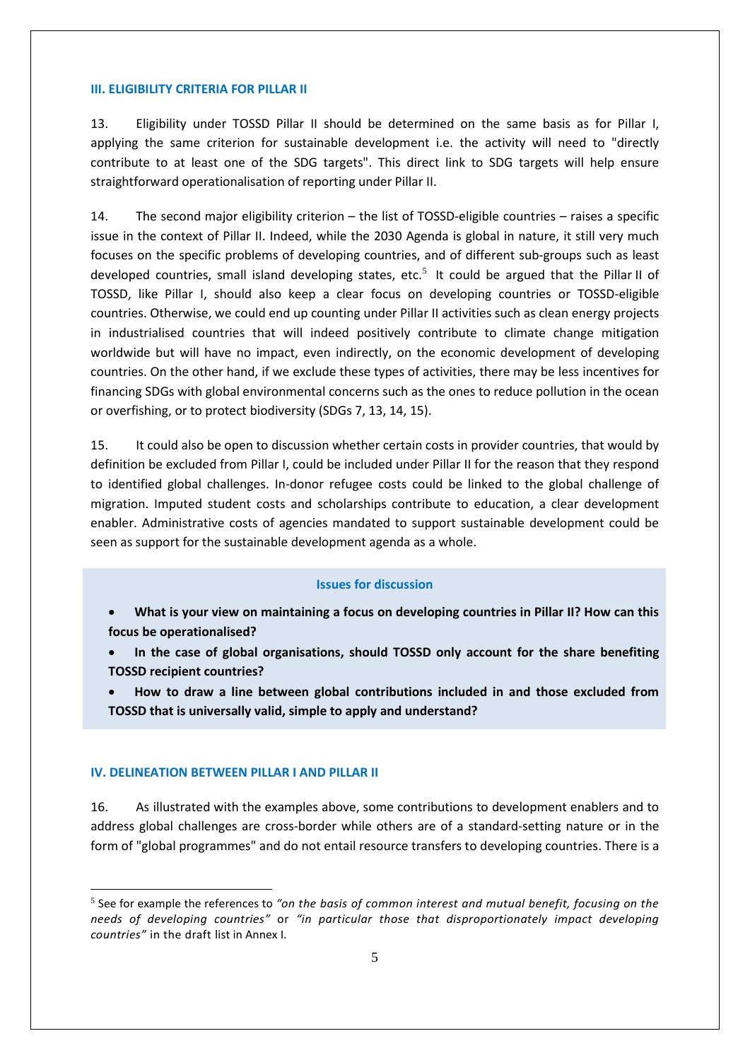### III. ELIGIBILITY CRITERIA FOR PILLAR II

13. Eligibility under TOSSD Pillar II should be determined on the same basis as for Pillar I, applying the same criterion for sustainable development i.e. the activity will need to "directly contribute to at least one of the SDG targets". This direct link to SDG targets will help ensure straightforward operationalisation of reporting under Pillar II.

14. The second major eligibility criterion – the list of TOSSD-eligible countries – raises a specific issue in the context of Pillar II. Indeed, while the 2030 Agenda is global in nature, it still very much focuses on the specific problems of developing countries, and of different sub-groups such as least developed countries, small island developing states, etc.[5] It could be argued that the Pillar II of TOSSD, like Pillar I, should also keep a clear focus on developing countries or TOSSD-eligible countries. Otherwise, we could end up counting under Pillar II activities such as clean energy projects in industrialised countries that will indeed positively contribute to climate change mitigation worldwide but will have no impact, even indirectly, on the economic development of developing countries. On the other hand, if we exclude these types of activities, there may be less incentives for financing SDGs with global environmental concerns such as the ones to reduce pollution in the ocean or overfishing, or to protect biodiversity (SDGs 7, 13, 14, 15).

15. It could also be open to discussion whether certain costs in provider countries, that would by definition be excluded from Pillar I, could be included under Pillar II for the reason that they respond to identified global challenges. In-donor refugee costs could be linked to the global challenge of migration. Imputed student costs and scholarships contribute to education, a clear development enabler. Administrative costs of agencies mandated to support sustainable development could be seen as support for the sustainable development agenda as a whole.

**Issues for discussion**

- **What is your view on maintaining a focus on developing countries in Pillar II? How can this focus be operationalised?**
- **In the case of global organisations, should TOSSD only account for the share benefiting TOSSD recipient countries?**
- **How to draw a line between global contributions included in and those excluded from TOSSD that is universally valid, simple to apply and understand?**

### IV. DELINEATION BETWEEN PILLAR I AND PILLAR II

16. As illustrated with the examples above, some contributions to development enablers and to address global challenges are cross-border while others are of a standard-setting nature or in the form of "global programmes" and do not entail resource transfers to developing countries. There is a

---

[5] See for example the references to *"on the basis of common interest and mutual benefit, focusing on the needs of developing countries"* or *"in particular those that disproportionately impact developing countries"* in the draft list in Annex I.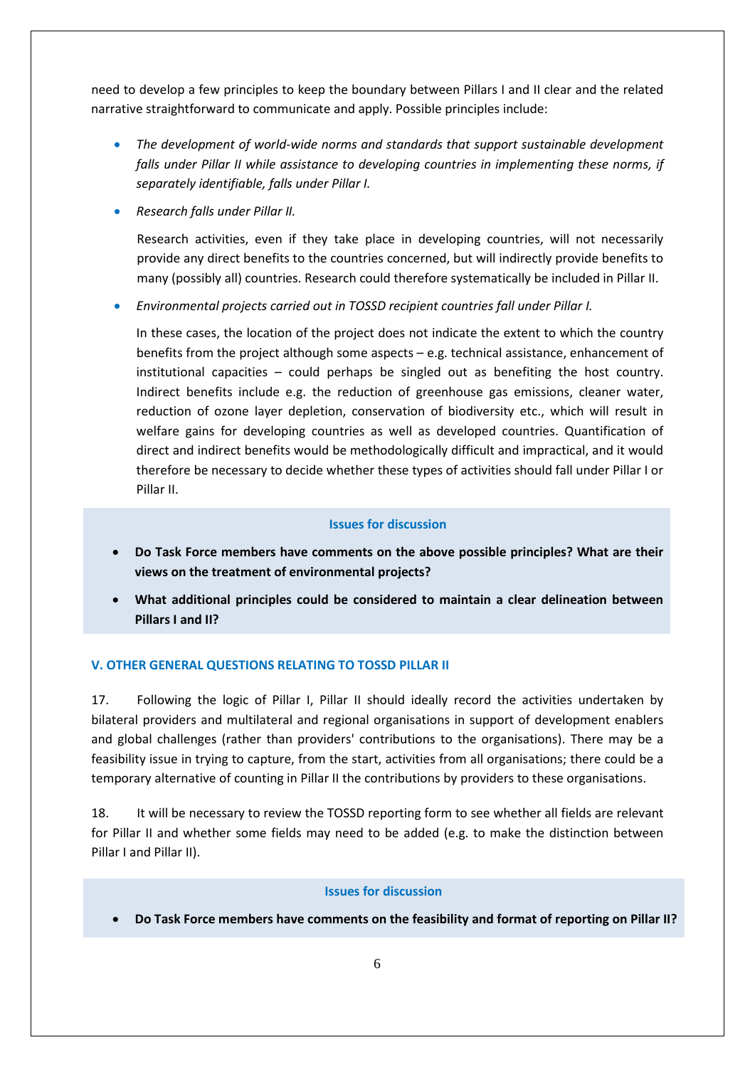need to develop a few principles to keep the boundary between Pillars I and II clear and the related narrative straightforward to communicate and apply. Possible principles include:

- *The development of world-wide norms and standards that support sustainable development falls under Pillar II while assistance to developing countries in implementing these norms, if separately identifiable, falls under Pillar I.*
- *Research falls under Pillar II.*

  Research activities, even if they take place in developing countries, will not necessarily provide any direct benefits to the countries concerned, but will indirectly provide benefits to many (possibly all) countries. Research could therefore systematically be included in Pillar II.

- *Environmental projects carried out in TOSSD recipient countries fall under Pillar I.*

  In these cases, the location of the project does not indicate the extent to which the country benefits from the project although some aspects – e.g. technical assistance, enhancement of institutional capacities – could perhaps be singled out as benefiting the host country. Indirect benefits include e.g. the reduction of greenhouse gas emissions, cleaner water, reduction of ozone layer depletion, conservation of biodiversity etc., which will result in welfare gains for developing countries as well as developed countries. Quantification of direct and indirect benefits would be methodologically difficult and impractical, and it would therefore be necessary to decide whether these types of activities should fall under Pillar I or Pillar II.

**Issues for discussion**

- **Do Task Force members have comments on the above possible principles? What are their views on the treatment of environmental projects?**
- **What additional principles could be considered to maintain a clear delineation between Pillars I and II?**

## V. OTHER GENERAL QUESTIONS RELATING TO TOSSD PILLAR II

17. Following the logic of Pillar I, Pillar II should ideally record the activities undertaken by bilateral providers and multilateral and regional organisations in support of development enablers and global challenges (rather than providers' contributions to the organisations). There may be a feasibility issue in trying to capture, from the start, activities from all organisations; there could be a temporary alternative of counting in Pillar II the contributions by providers to these organisations.

18. It will be necessary to review the TOSSD reporting form to see whether all fields are relevant for Pillar II and whether some fields may need to be added (e.g. to make the distinction between Pillar I and Pillar II).

**Issues for discussion**

- **Do Task Force members have comments on the feasibility and format of reporting on Pillar II?**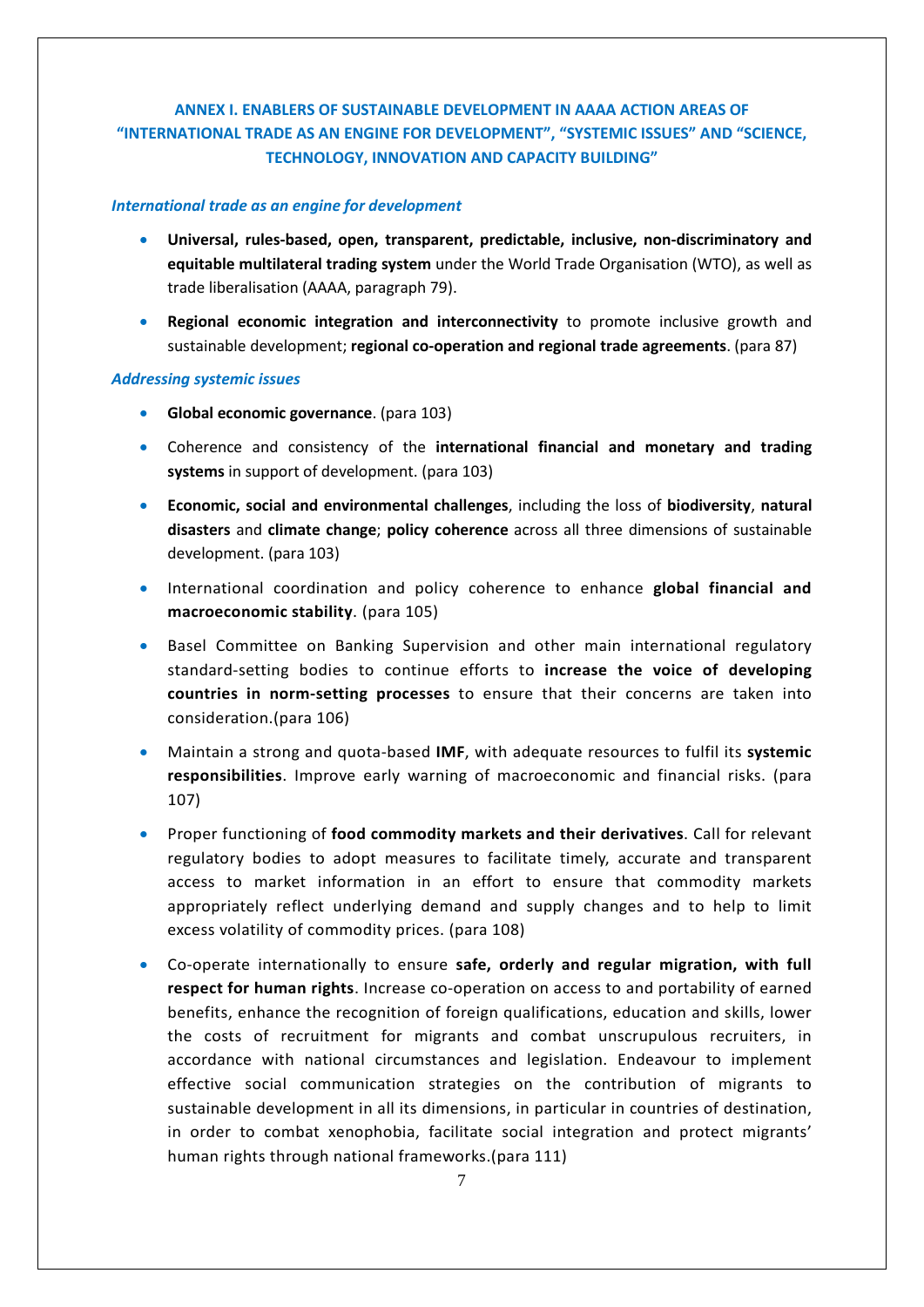## ANNEX I. ENABLERS OF SUSTAINABLE DEVELOPMENT IN AAAA ACTION AREAS OF "INTERNATIONAL TRADE AS AN ENGINE FOR DEVELOPMENT", "SYSTEMIC ISSUES" AND "SCIENCE, TECHNOLOGY, INNOVATION AND CAPACITY BUILDING"

### *International trade as an engine for development*

- **Universal, rules-based, open, transparent, predictable, inclusive, non-discriminatory and equitable multilateral trading system** under the World Trade Organisation (WTO), as well as trade liberalisation (AAAA, paragraph 79).
- **Regional economic integration and interconnectivity** to promote inclusive growth and sustainable development; **regional co-operation and regional trade agreements**. (para 87)

### *Addressing systemic issues*

- **Global economic governance**. (para 103)
- Coherence and consistency of the **international financial and monetary and trading systems** in support of development. (para 103)
- **Economic, social and environmental challenges**, including the loss of **biodiversity**, **natural disasters** and **climate change**; **policy coherence** across all three dimensions of sustainable development. (para 103)
- International coordination and policy coherence to enhance **global financial and macroeconomic stability**. (para 105)
- Basel Committee on Banking Supervision and other main international regulatory standard-setting bodies to continue efforts to **increase the voice of developing countries in norm-setting processes** to ensure that their concerns are taken into consideration.(para 106)
- Maintain a strong and quota-based **IMF**, with adequate resources to fulfil its **systemic responsibilities**. Improve early warning of macroeconomic and financial risks. (para 107)
- Proper functioning of **food commodity markets and their derivatives**. Call for relevant regulatory bodies to adopt measures to facilitate timely, accurate and transparent access to market information in an effort to ensure that commodity markets appropriately reflect underlying demand and supply changes and to help to limit excess volatility of commodity prices. (para 108)
- Co-operate internationally to ensure **safe, orderly and regular migration, with full respect for human rights**. Increase co-operation on access to and portability of earned benefits, enhance the recognition of foreign qualifications, education and skills, lower the costs of recruitment for migrants and combat unscrupulous recruiters, in accordance with national circumstances and legislation. Endeavour to implement effective social communication strategies on the contribution of migrants to sustainable development in all its dimensions, in particular in countries of destination, in order to combat xenophobia, facilitate social integration and protect migrants' human rights through national frameworks.(para 111)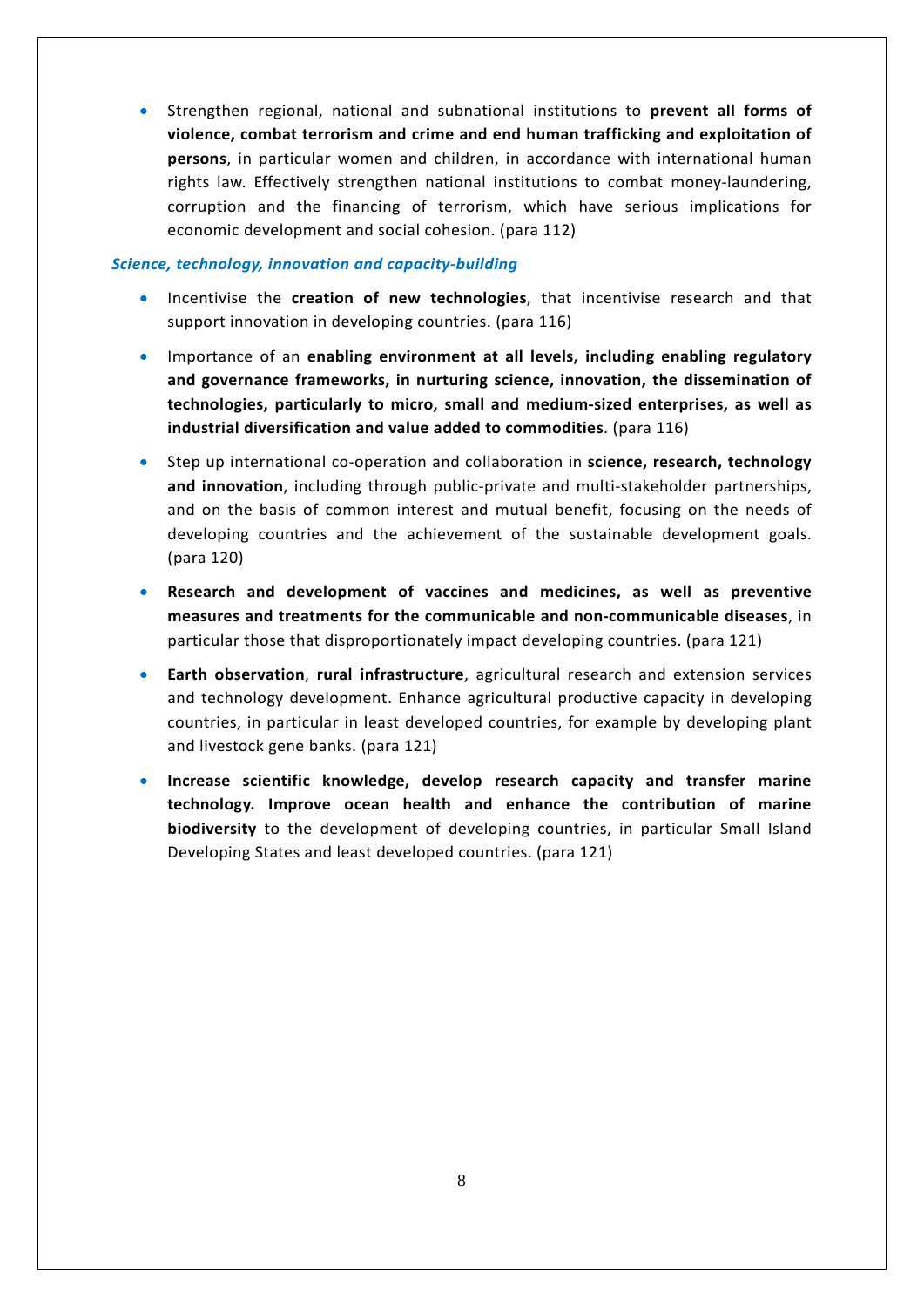- Strengthen regional, national and subnational institutions to **prevent all forms of violence, combat terrorism and crime and end human trafficking and exploitation of persons**, in particular women and children, in accordance with international human rights law. Effectively strengthen national institutions to combat money-laundering, corruption and the financing of terrorism, which have serious implications for economic development and social cohesion. (para 112)

***Science, technology, innovation and capacity-building***

- Incentivise the **creation of new technologies**, that incentivise research and that support innovation in developing countries. (para 116)
- Importance of an **enabling environment at all levels, including enabling regulatory and governance frameworks, in nurturing science, innovation, the dissemination of technologies, particularly to micro, small and medium-sized enterprises, as well as industrial diversification and value added to commodities**. (para 116)
- Step up international co-operation and collaboration in **science, research, technology and innovation**, including through public-private and multi-stakeholder partnerships, and on the basis of common interest and mutual benefit, focusing on the needs of developing countries and the achievement of the sustainable development goals. (para 120)
- **Research and development of vaccines and medicines, as well as preventive measures and treatments for the communicable and non-communicable diseases**, in particular those that disproportionately impact developing countries. (para 121)
- **Earth observation**, **rural infrastructure**, agricultural research and extension services and technology development. Enhance agricultural productive capacity in developing countries, in particular in least developed countries, for example by developing plant and livestock gene banks. (para 121)
- **Increase scientific knowledge, develop research capacity and transfer marine technology. Improve ocean health and enhance the contribution of marine biodiversity** to the development of developing countries, in particular Small Island Developing States and least developed countries. (para 121)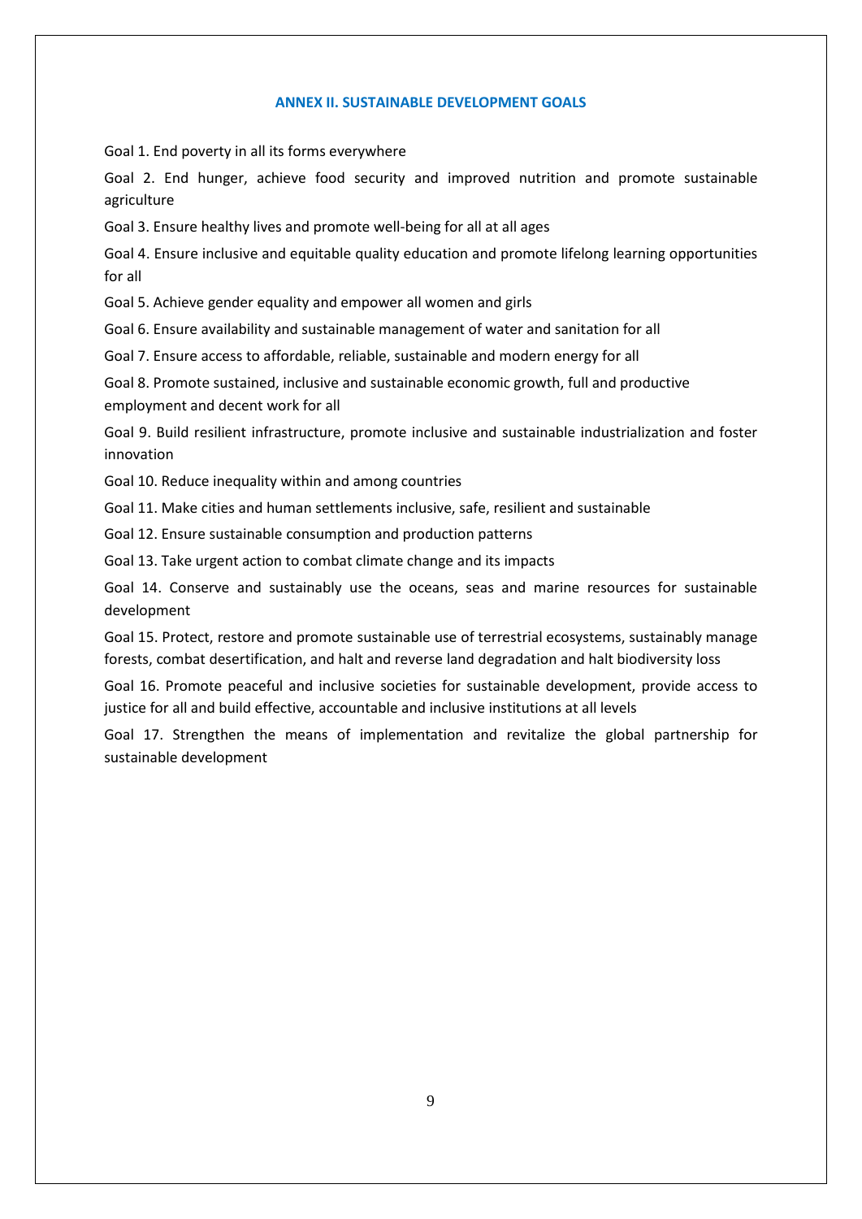## ANNEX II. SUSTAINABLE DEVELOPMENT GOALS

Goal 1. End poverty in all its forms everywhere

Goal 2. End hunger, achieve food security and improved nutrition and promote sustainable agriculture

Goal 3. Ensure healthy lives and promote well-being for all at all ages

Goal 4. Ensure inclusive and equitable quality education and promote lifelong learning opportunities for all

Goal 5. Achieve gender equality and empower all women and girls

Goal 6. Ensure availability and sustainable management of water and sanitation for all

Goal 7. Ensure access to affordable, reliable, sustainable and modern energy for all

Goal 8. Promote sustained, inclusive and sustainable economic growth, full and productive employment and decent work for all

Goal 9. Build resilient infrastructure, promote inclusive and sustainable industrialization and foster innovation

Goal 10. Reduce inequality within and among countries

Goal 11. Make cities and human settlements inclusive, safe, resilient and sustainable

Goal 12. Ensure sustainable consumption and production patterns

Goal 13. Take urgent action to combat climate change and its impacts

Goal 14. Conserve and sustainably use the oceans, seas and marine resources for sustainable development

Goal 15. Protect, restore and promote sustainable use of terrestrial ecosystems, sustainably manage forests, combat desertification, and halt and reverse land degradation and halt biodiversity loss

Goal 16. Promote peaceful and inclusive societies for sustainable development, provide access to justice for all and build effective, accountable and inclusive institutions at all levels

Goal 17. Strengthen the means of implementation and revitalize the global partnership for sustainable development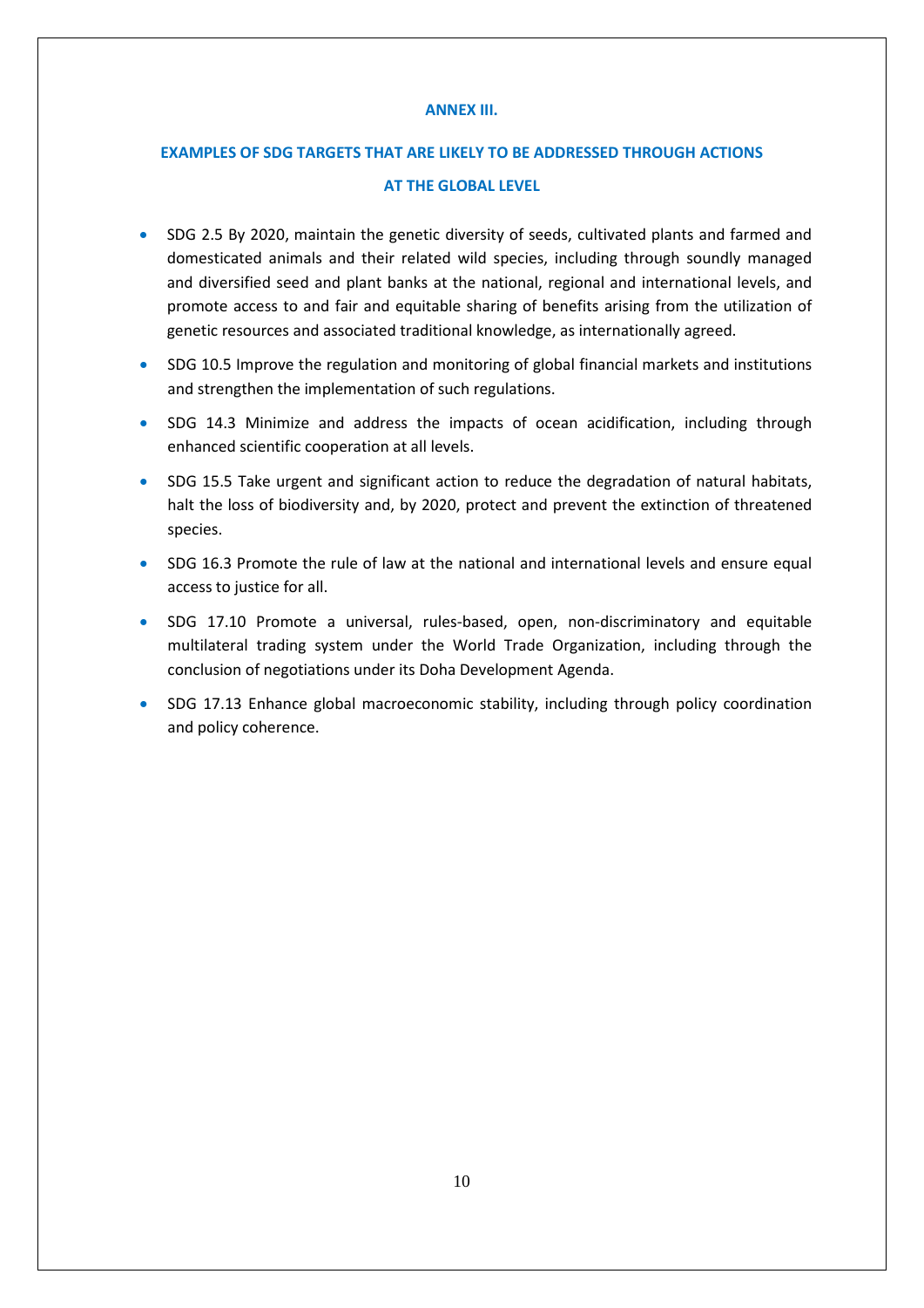## ANNEX III.

## EXAMPLES OF SDG TARGETS THAT ARE LIKELY TO BE ADDRESSED THROUGH ACTIONS AT THE GLOBAL LEVEL

- SDG 2.5 By 2020, maintain the genetic diversity of seeds, cultivated plants and farmed and domesticated animals and their related wild species, including through soundly managed and diversified seed and plant banks at the national, regional and international levels, and promote access to and fair and equitable sharing of benefits arising from the utilization of genetic resources and associated traditional knowledge, as internationally agreed.
- SDG 10.5 Improve the regulation and monitoring of global financial markets and institutions and strengthen the implementation of such regulations.
- SDG 14.3 Minimize and address the impacts of ocean acidification, including through enhanced scientific cooperation at all levels.
- SDG 15.5 Take urgent and significant action to reduce the degradation of natural habitats, halt the loss of biodiversity and, by 2020, protect and prevent the extinction of threatened species.
- SDG 16.3 Promote the rule of law at the national and international levels and ensure equal access to justice for all.
- SDG 17.10 Promote a universal, rules-based, open, non-discriminatory and equitable multilateral trading system under the World Trade Organization, including through the conclusion of negotiations under its Doha Development Agenda.
- SDG 17.13 Enhance global macroeconomic stability, including through policy coordination and policy coherence.